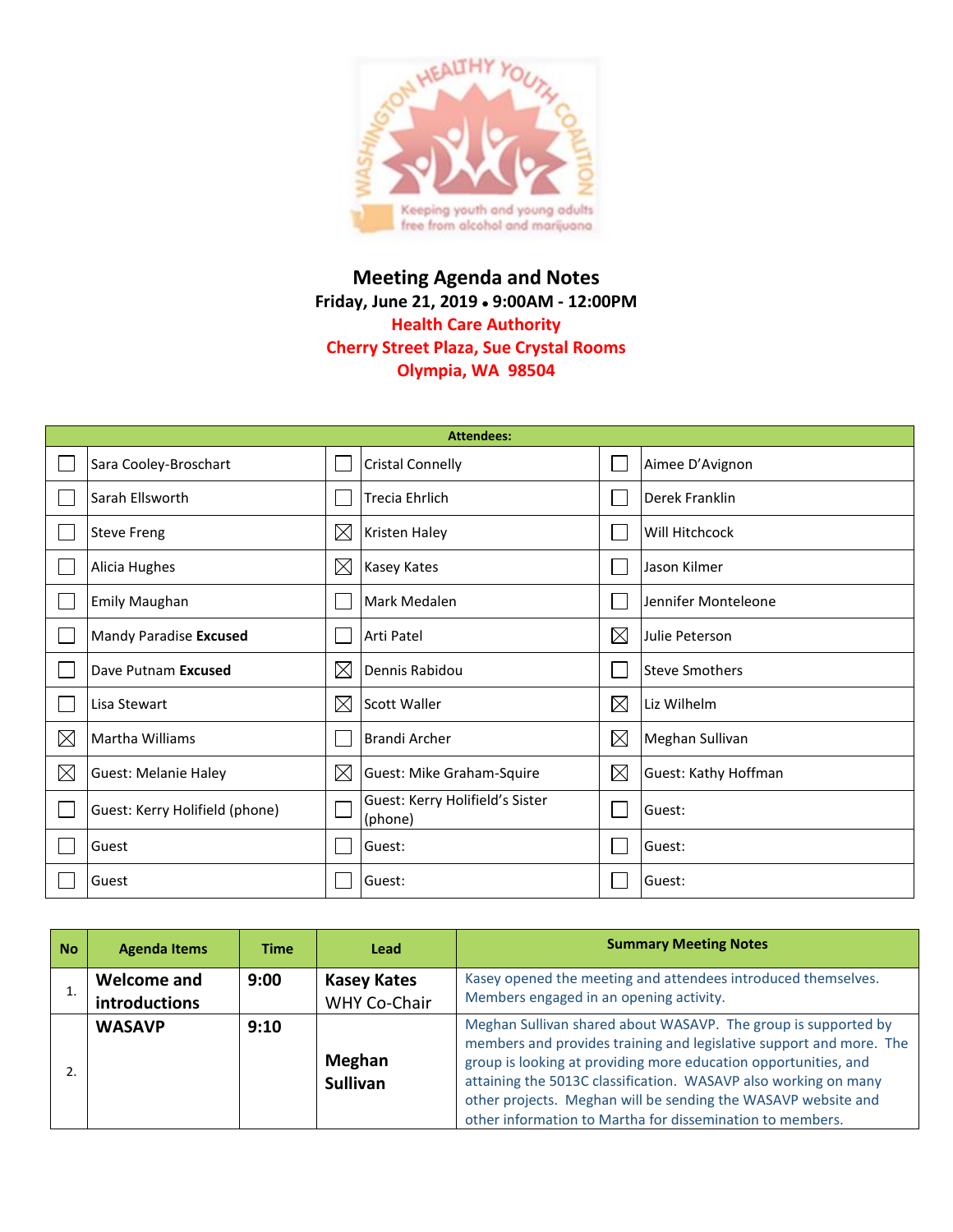# Meeting Agenda and Notes

**Friday, June 21, 2019 • 9:00AM - 12:00PM**

**Health Care Authority**

**Cherry Street Plaza, Sue Crystal Rooms**

**Olympia, WA 98504**

| Attendees: | | | | | |
|---|---|---|---|---|---|
| ☐ | Sara Cooley-Broschart | ☐ | Cristal Connelly | ☐ | Aimee D'Avignon |
| ☐ | Sarah Ellsworth | ☐ | Trecia Ehrlich | ☐ | Derek Franklin |
| ☐ | Steve Freng | ☒ | Kristen Haley | ☐ | Will Hitchcock |
| ☐ | Alicia Hughes | ☒ | Kasey Kates | ☐ | Jason Kilmer |
| ☐ | Emily Maughan | ☐ | Mark Medalen | ☐ | Jennifer Monteleone |
| ☐ | Mandy Paradise **Excused** | ☐ | Arti Patel | ☒ | Julie Peterson |
| ☐ | Dave Putnam **Excused** | ☒ | Dennis Rabidou | ☐ | Steve Smothers |
| ☐ | Lisa Stewart | ☒ | Scott Waller | ☒ | Liz Wilhelm |
| ☒ | Martha Williams | ☐ | Brandi Archer | ☒ | Meghan Sullivan |
| ☒ | Guest: Melanie Haley | ☒ | Guest: Mike Graham-Squire | ☒ | Guest: Kathy Hoffman |
| ☐ | Guest: Kerry Holifield (phone) | ☐ | Guest: Kerry Holifield's Sister (phone) | ☐ | Guest: |
| ☐ | Guest | ☐ | Guest: | ☐ | Guest: |
| ☐ | Guest | ☐ | Guest: | ☐ | Guest: |

| No | Agenda Items | Time | Lead | Summary Meeting Notes |
|---|---|---|---|---|
| 1. | **Welcome and introductions** | **9:00** | **Kasey Kates** WHY Co-Chair | Kasey opened the meeting and attendees introduced themselves. Members engaged in an opening activity. |
| 2. | **WASAVP** | **9:10** | **Meghan Sullivan** | Meghan Sullivan shared about WASAVP. The group is supported by members and provides training and legislative support and more. The group is looking at providing more education opportunities, and attaining the 5013C classification. WASAVP also working on many other projects. Meghan will be sending the WASAVP website and other information to Martha for dissemination to members. |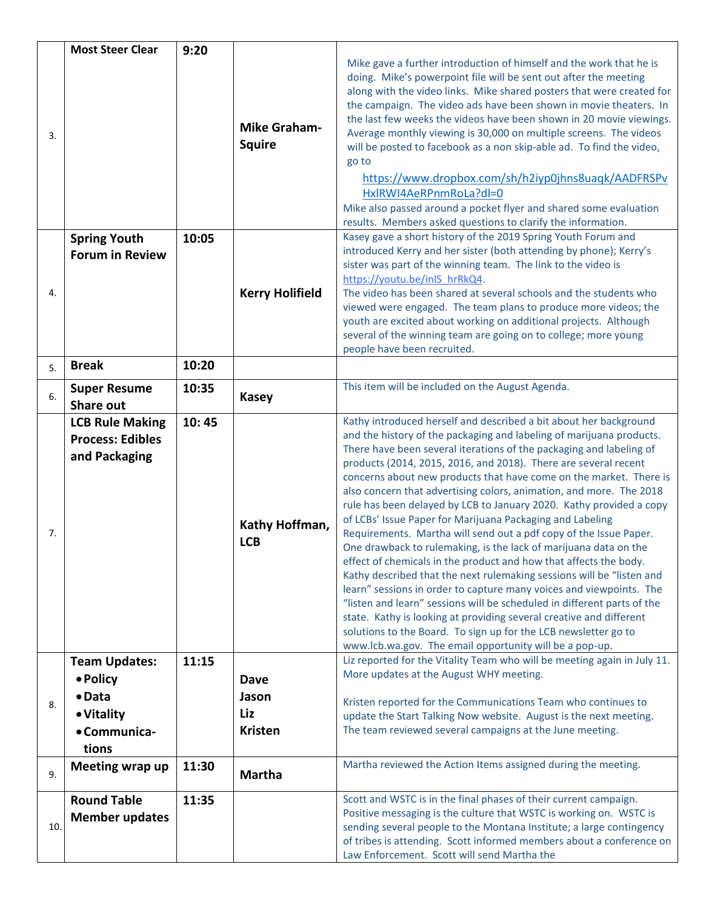| | | | | |
|---|---|---|---|---|
| 3. | **Most Steer Clear** | **9:20** | **Mike Graham-Squire** | Mike gave a further introduction of himself and the work that he is doing. Mike's powerpoint file will be sent out after the meeting along with the video links. Mike shared posters that were created for the campaign. The video ads have been shown in movie theaters. In the last few weeks the videos have been shown in 20 movie viewings. Average monthly viewing is 30,000 on multiple screens. The videos will be posted to facebook as a non skip-able ad. To find the video, go to https://www.dropbox.com/sh/h2iyp0jhns8uaqk/AADFRSPvHxlRWI4AeRPnmRoLa?dl=0 Mike also passed around a pocket flyer and shared some evaluation results. Members asked questions to clarify the information. |
| 4. | **Spring Youth Forum in Review** | **10:05** | **Kerry Holifield** | Kasey gave a short history of the 2019 Spring Youth Forum and introduced Kerry and her sister (both attending by phone); Kerry's sister was part of the winning team. The link to the video is https://youtu.be/inlS_hrRkQ4. The video has been shared at several schools and the students who viewed were engaged. The team plans to produce more videos; the youth are excited about working on additional projects. Although several of the winning team are going on to college; more young people have been recruited. |
| 5. | **Break** | **10:20** | | |
| 6. | **Super Resume Share out** | **10:35** | **Kasey** | This item will be included on the August Agenda. |
| 7. | **LCB Rule Making Process: Edibles and Packaging** | **10: 45** | **Kathy Hoffman, LCB** | Kathy introduced herself and described a bit about her background and the history of the packaging and labeling of marijuana products. There have been several iterations of the packaging and labeling of products (2014, 2015, 2016, and 2018). There are several recent concerns about new products that have come on the market. There is also concern that advertising colors, animation, and more. The 2018 rule has been delayed by LCB to January 2020. Kathy provided a copy of LCBs' Issue Paper for Marijuana Packaging and Labeling Requirements. Martha will send out a pdf copy of the Issue Paper. One drawback to rulemaking, is the lack of marijuana data on the effect of chemicals in the product and how that affects the body. Kathy described that the next rulemaking sessions will be "listen and learn" sessions in order to capture many voices and viewpoints. The "listen and learn" sessions will be scheduled in different parts of the state. Kathy is looking at providing several creative and different solutions to the Board. To sign up for the LCB newsletter go to www.lcb.wa.gov. The email opportunity will be a pop-up. |
| 8. | **Team Updates:** • **Policy** • **Data** • **Vitality** • **Communica-tions** | **11:15** | **Dave Jason Liz Kristen** | Liz reported for the Vitality Team who will be meeting again in July 11. More updates at the August WHY meeting. Kristen reported for the Communications Team who continues to update the Start Talking Now website. August is the next meeting. The team reviewed several campaigns at the June meeting. |
| 9. | **Meeting wrap up** | **11:30** | **Martha** | Martha reviewed the Action Items assigned during the meeting. |
| 10. | **Round Table Member updates** | **11:35** | | Scott and WSTC is in the final phases of their current campaign. Positive messaging is the culture that WSTC is working on. WSTC is sending several people to the Montana Institute; a large contingency of tribes is attending. Scott informed members about a conference on Law Enforcement. Scott will send Martha the |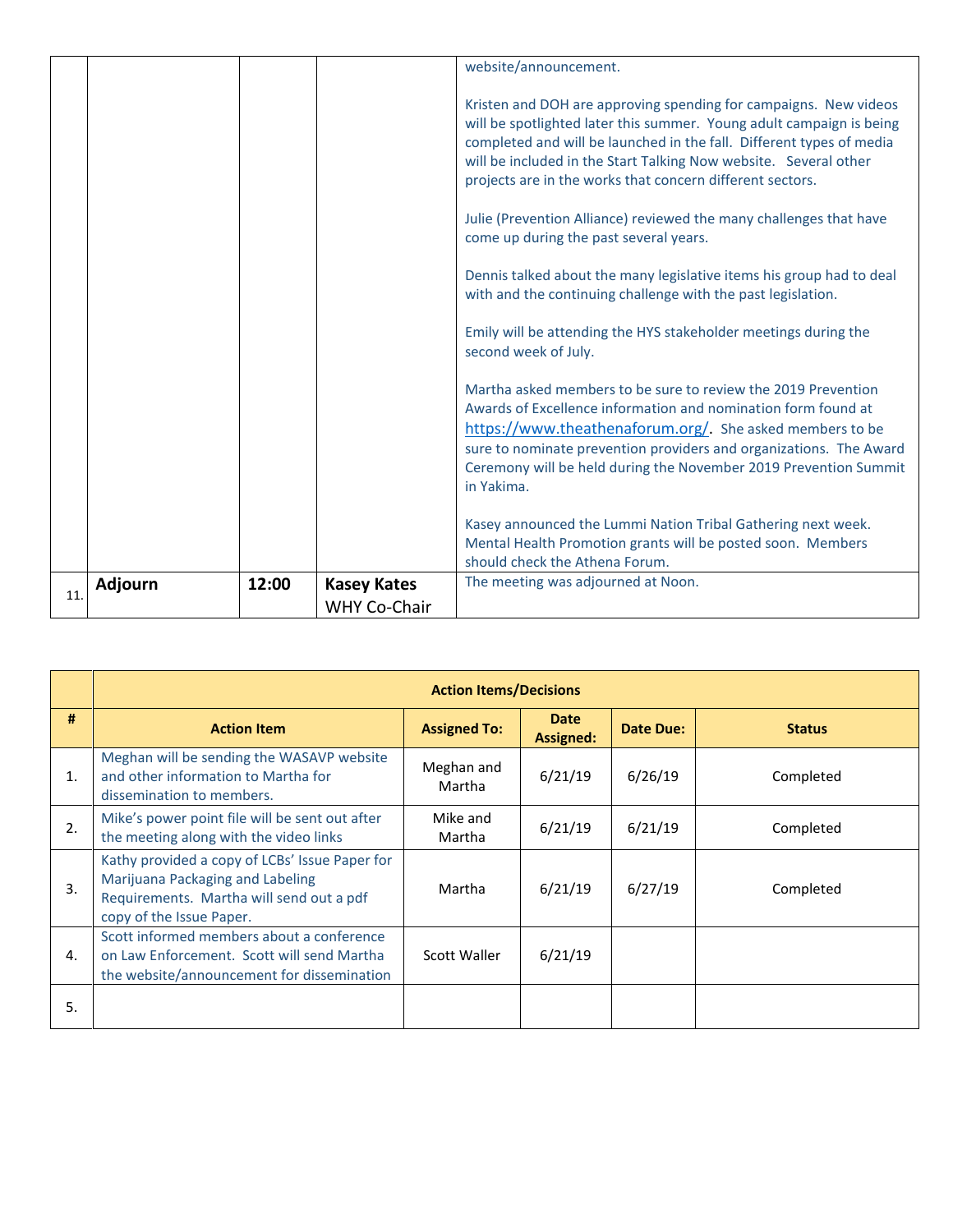| | | | | |
|---|---|---|---|---|
| | | | | website/announcement.<br><br>Kristen and DOH are approving spending for campaigns. New videos will be spotlighted later this summer. Young adult campaign is being completed and will be launched in the fall. Different types of media will be included in the Start Talking Now website. Several other projects are in the works that concern different sectors.<br><br>Julie (Prevention Alliance) reviewed the many challenges that have come up during the past several years.<br><br>Dennis talked about the many legislative items his group had to deal with and the continuing challenge with the past legislation.<br><br>Emily will be attending the HYS stakeholder meetings during the second week of July.<br><br>Martha asked members to be sure to review the 2019 Prevention Awards of Excellence information and nomination form found at https://www.theathenaforum.org/. She asked members to be sure to nominate prevention providers and organizations. The Award Ceremony will be held during the November 2019 Prevention Summit in Yakima.<br><br>Kasey announced the Lummi Nation Tribal Gathering next week. Mental Health Promotion grants will be posted soon. Members should check the Athena Forum. |
| 11. | **Adjourn** | **12:00** | **Kasey Kates**<br>WHY Co-Chair | The meeting was adjourned at Noon. |

| | **Action Items/Decisions** | | | | |
|---|---|---|---|---|---|
| **#** | **Action Item** | **Assigned To:** | **Date Assigned:** | **Date Due:** | **Status** |
| 1. | Meghan will be sending the WASAVP website and other information to Martha for dissemination to members. | Meghan and Martha | 6/21/19 | 6/26/19 | Completed |
| 2. | Mike's power point file will be sent out after the meeting along with the video links | Mike and Martha | 6/21/19 | 6/21/19 | Completed |
| 3. | Kathy provided a copy of LCBs' Issue Paper for Marijuana Packaging and Labeling Requirements. Martha will send out a pdf copy of the Issue Paper. | Martha | 6/21/19 | 6/27/19 | Completed |
| 4. | Scott informed members about a conference on Law Enforcement. Scott will send Martha the website/announcement for dissemination | Scott Waller | 6/21/19 | | |
| 5. | | | | | |